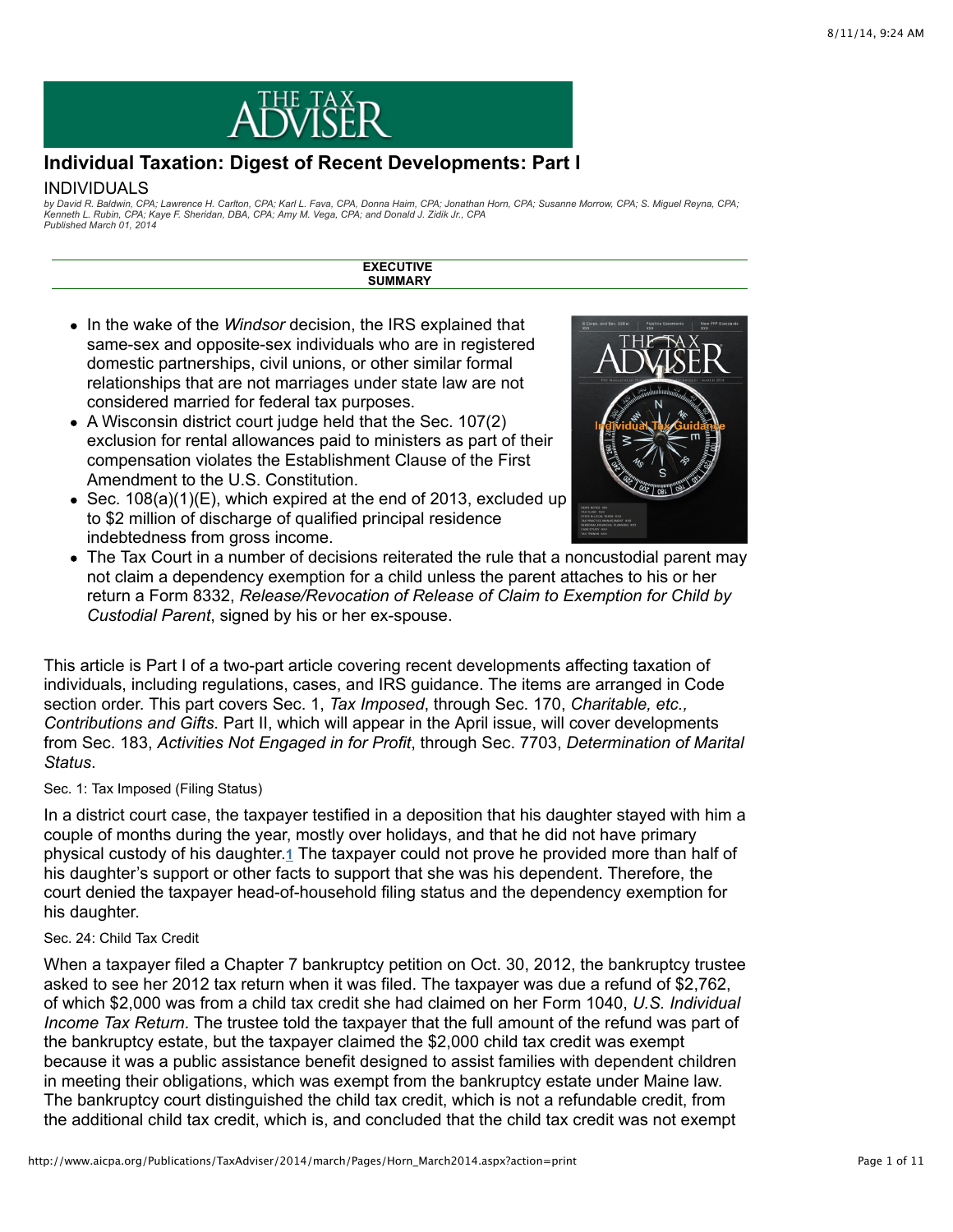# Individual Taxation: Digest of Recent Developments: Part I

## INDIVIDUALS

*by David R. Baldwin, CPA; Lawrence H. Carlton, CPA; Karl L. Fava, CPA, Donna Haim, CPA; Jonathan Horn, CPA; Susanne Morrow, CPA; S. Miguel Reyna, CPA; Kenneth L. Rubin, CPA; Kaye F. Sheridan, DBA, CPA; Amy M. Vega, CPA; and Donald J. Zidik Jr., CPA*
*Published March 01, 2014*

**EXECUTIVE SUMMARY**

- In the wake of the *Windsor* decision, the IRS explained that same-sex and opposite-sex individuals who are in registered domestic partnerships, civil unions, or other similar formal relationships that are not marriages under state law are not considered married for federal tax purposes.
- A Wisconsin district court judge held that the Sec. 107(2) exclusion for rental allowances paid to ministers as part of their compensation violates the Establishment Clause of the First Amendment to the U.S. Constitution.
- Sec. 108(a)(1)(E), which expired at the end of 2013, excluded up to $2 million of discharge of qualified principal residence indebtedness from gross income.
- The Tax Court in a number of decisions reiterated the rule that a noncustodial parent may not claim a dependency exemption for a child unless the parent attaches to his or her return a Form 8332, *Release/Revocation of Release of Claim to Exemption for Child by Custodial Parent*, signed by his or her ex-spouse.

This article is Part I of a two-part article covering recent developments affecting taxation of individuals, including regulations, cases, and IRS guidance. The items are arranged in Code section order. This part covers Sec. 1, *Tax Imposed*, through Sec. 170, *Charitable, etc., Contributions and Gifts*. Part II, which will appear in the April issue, will cover developments from Sec. 183, *Activities Not Engaged in for Profit*, through Sec. 7703, *Determination of Marital Status*.

### Sec. 1: Tax Imposed (Filing Status)

In a district court case, the taxpayer testified in a deposition that his daughter stayed with him a couple of months during the year, mostly over holidays, and that he did not have primary physical custody of his daughter.[1] The taxpayer could not prove he provided more than half of his daughter's support or other facts to support that she was his dependent. Therefore, the court denied the taxpayer head-of-household filing status and the dependency exemption for his daughter.

### Sec. 24: Child Tax Credit

When a taxpayer filed a Chapter 7 bankruptcy petition on Oct. 30, 2012, the bankruptcy trustee asked to see her 2012 tax return when it was filed. The taxpayer was due a refund of $2,762, of which $2,000 was from a child tax credit she had claimed on her Form 1040, *U.S. Individual Income Tax Return*. The trustee told the taxpayer that the full amount of the refund was part of the bankruptcy estate, but the taxpayer claimed the $2,000 child tax credit was exempt because it was a public assistance benefit designed to assist families with dependent children in meeting their obligations, which was exempt from the bankruptcy estate under Maine law. The bankruptcy court distinguished the child tax credit, which is not a refundable credit, from the additional child tax credit, which is, and concluded that the child tax credit was not exempt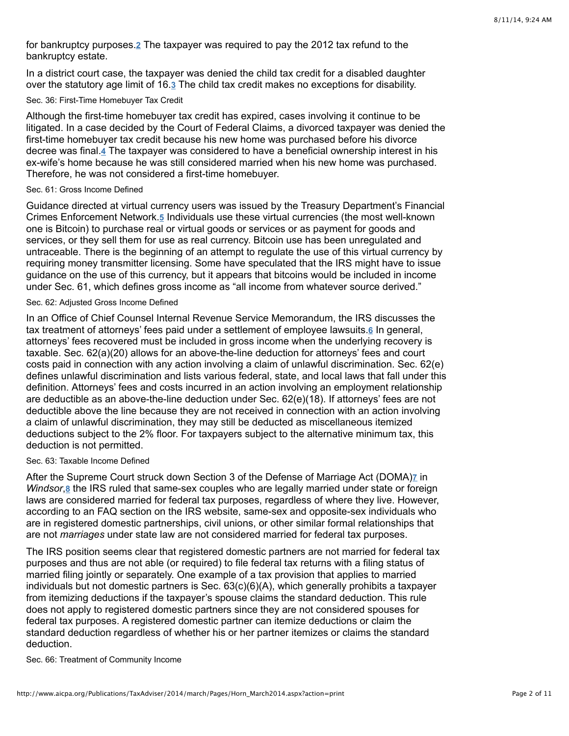for bankruptcy purposes.[2] The taxpayer was required to pay the 2012 tax refund to the bankruptcy estate.

In a district court case, the taxpayer was denied the child tax credit for a disabled daughter over the statutory age limit of 16.[3] The child tax credit makes no exceptions for disability.

### Sec. 36: First-Time Homebuyer Tax Credit

Although the first-time homebuyer tax credit has expired, cases involving it continue to be litigated. In a case decided by the Court of Federal Claims, a divorced taxpayer was denied the first-time homebuyer tax credit because his new home was purchased before his divorce decree was final.[4] The taxpayer was considered to have a beneficial ownership interest in his ex-wife's home because he was still considered married when his new home was purchased. Therefore, he was not considered a first-time homebuyer.

### Sec. 61: Gross Income Defined

Guidance directed at virtual currency users was issued by the Treasury Department's Financial Crimes Enforcement Network.[5] Individuals use these virtual currencies (the most well-known one is Bitcoin) to purchase real or virtual goods or services or as payment for goods and services, or they sell them for use as real currency. Bitcoin use has been unregulated and untraceable. There is the beginning of an attempt to regulate the use of this virtual currency by requiring money transmitter licensing. Some have speculated that the IRS might have to issue guidance on the use of this currency, but it appears that bitcoins would be included in income under Sec. 61, which defines gross income as "all income from whatever source derived."

### Sec. 62: Adjusted Gross Income Defined

In an Office of Chief Counsel Internal Revenue Service Memorandum, the IRS discusses the tax treatment of attorneys' fees paid under a settlement of employee lawsuits.[6] In general, attorneys' fees recovered must be included in gross income when the underlying recovery is taxable. Sec. 62(a)(20) allows for an above-the-line deduction for attorneys' fees and court costs paid in connection with any action involving a claim of unlawful discrimination. Sec. 62(e) defines unlawful discrimination and lists various federal, state, and local laws that fall under this definition. Attorneys' fees and costs incurred in an action involving an employment relationship are deductible as an above-the-line deduction under Sec. 62(e)(18). If attorneys' fees are not deductible above the line because they are not received in connection with an action involving a claim of unlawful discrimination, they may still be deducted as miscellaneous itemized deductions subject to the 2% floor. For taxpayers subject to the alternative minimum tax, this deduction is not permitted.

### Sec. 63: Taxable Income Defined

After the Supreme Court struck down Section 3 of the Defense of Marriage Act (DOMA)[7] in *Windsor*,[8] the IRS ruled that same-sex couples who are legally married under state or foreign laws are considered married for federal tax purposes, regardless of where they live. However, according to an FAQ section on the IRS website, same-sex and opposite-sex individuals who are in registered domestic partnerships, civil unions, or other similar formal relationships that are not *marriages* under state law are not considered married for federal tax purposes.

The IRS position seems clear that registered domestic partners are not married for federal tax purposes and thus are not able (or required) to file federal tax returns with a filing status of married filing jointly or separately. One example of a tax provision that applies to married individuals but not domestic partners is Sec. 63(c)(6)(A), which generally prohibits a taxpayer from itemizing deductions if the taxpayer's spouse claims the standard deduction. This rule does not apply to registered domestic partners since they are not considered spouses for federal tax purposes. A registered domestic partner can itemize deductions or claim the standard deduction regardless of whether his or her partner itemizes or claims the standard deduction.

### Sec. 66: Treatment of Community Income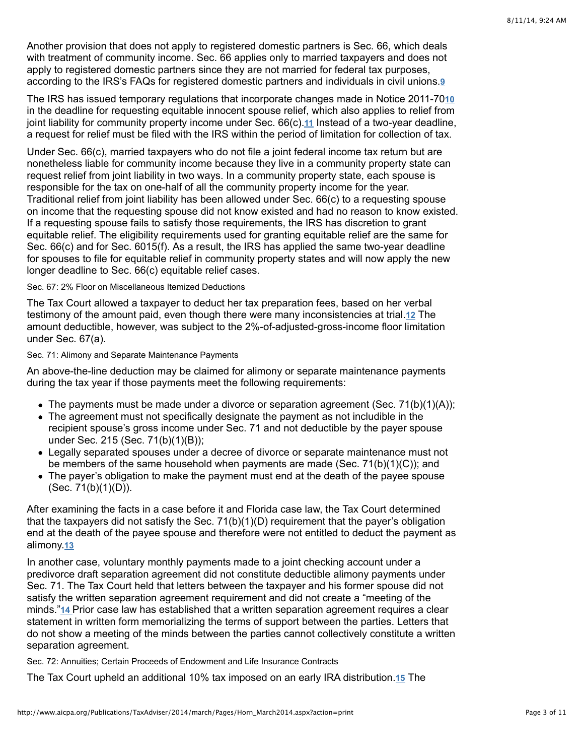Another provision that does not apply to registered domestic partners is Sec. 66, which deals with treatment of community income. Sec. 66 applies only to married taxpayers and does not apply to registered domestic partners since they are not married for federal tax purposes, according to the IRS's FAQs for registered domestic partners and individuals in civil unions.[9]

The IRS has issued temporary regulations that incorporate changes made in Notice 2011-70[10] in the deadline for requesting equitable innocent spouse relief, which also applies to relief from joint liability for community property income under Sec. 66(c).[11] Instead of a two-year deadline, a request for relief must be filed with the IRS within the period of limitation for collection of tax.

Under Sec. 66(c), married taxpayers who do not file a joint federal income tax return but are nonetheless liable for community income because they live in a community property state can request relief from joint liability in two ways. In a community property state, each spouse is responsible for the tax on one-half of all the community property income for the year. Traditional relief from joint liability has been allowed under Sec. 66(c) to a requesting spouse on income that the requesting spouse did not know existed and had no reason to know existed. If a requesting spouse fails to satisfy those requirements, the IRS has discretion to grant equitable relief. The eligibility requirements used for granting equitable relief are the same for Sec. 66(c) and for Sec. 6015(f). As a result, the IRS has applied the same two-year deadline for spouses to file for equitable relief in community property states and will now apply the new longer deadline to Sec. 66(c) equitable relief cases.

#### Sec. 67: 2% Floor on Miscellaneous Itemized Deductions

The Tax Court allowed a taxpayer to deduct her tax preparation fees, based on her verbal testimony of the amount paid, even though there were many inconsistencies at trial.[12] The amount deductible, however, was subject to the 2%-of-adjusted-gross-income floor limitation under Sec. 67(a).

#### Sec. 71: Alimony and Separate Maintenance Payments

An above-the-line deduction may be claimed for alimony or separate maintenance payments during the tax year if those payments meet the following requirements:

- The payments must be made under a divorce or separation agreement (Sec. 71(b)(1)(A));
- The agreement must not specifically designate the payment as not includible in the recipient spouse's gross income under Sec. 71 and not deductible by the payer spouse under Sec. 215 (Sec. 71(b)(1)(B));
- Legally separated spouses under a decree of divorce or separate maintenance must not be members of the same household when payments are made (Sec. 71(b)(1)(C)); and
- The payer's obligation to make the payment must end at the death of the payee spouse (Sec. 71(b)(1)(D)).

After examining the facts in a case before it and Florida case law, the Tax Court determined that the taxpayers did not satisfy the Sec. 71(b)(1)(D) requirement that the payer's obligation end at the death of the payee spouse and therefore were not entitled to deduct the payment as alimony.[13]

In another case, voluntary monthly payments made to a joint checking account under a predivorce draft separation agreement did not constitute deductible alimony payments under Sec. 71. The Tax Court held that letters between the taxpayer and his former spouse did not satisfy the written separation agreement requirement and did not create a "meeting of the minds."[14] Prior case law has established that a written separation agreement requires a clear statement in written form memorializing the terms of support between the parties. Letters that do not show a meeting of the minds between the parties cannot collectively constitute a written separation agreement.

#### Sec. 72: Annuities; Certain Proceeds of Endowment and Life Insurance Contracts

The Tax Court upheld an additional 10% tax imposed on an early IRA distribution.[15] The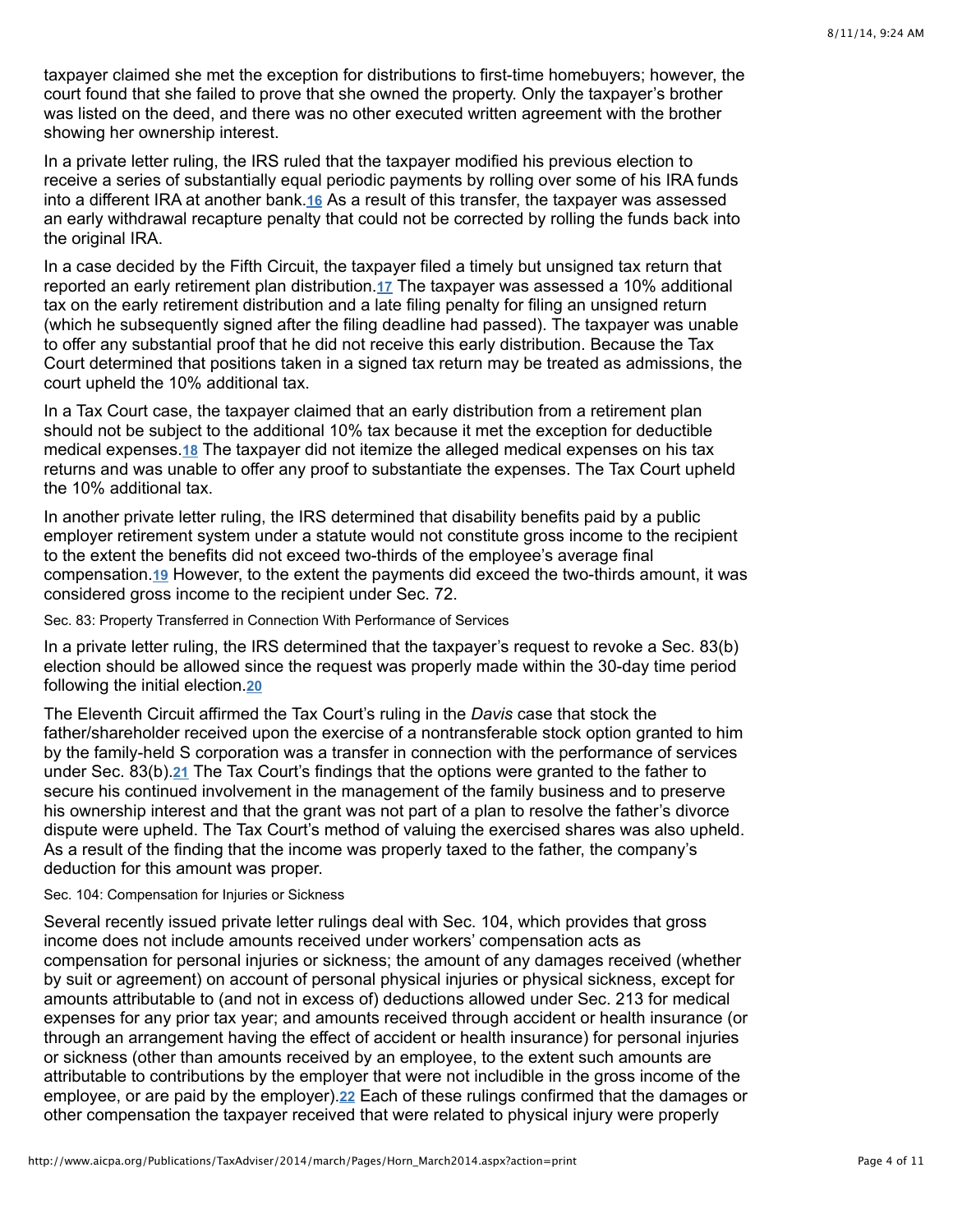taxpayer claimed she met the exception for distributions to first-time homebuyers; however, the court found that she failed to prove that she owned the property. Only the taxpayer's brother was listed on the deed, and there was no other executed written agreement with the brother showing her ownership interest.

In a private letter ruling, the IRS ruled that the taxpayer modified his previous election to receive a series of substantially equal periodic payments by rolling over some of his IRA funds into a different IRA at another bank.[16] As a result of this transfer, the taxpayer was assessed an early withdrawal recapture penalty that could not be corrected by rolling the funds back into the original IRA.

In a case decided by the Fifth Circuit, the taxpayer filed a timely but unsigned tax return that reported an early retirement plan distribution.[17] The taxpayer was assessed a 10% additional tax on the early retirement distribution and a late filing penalty for filing an unsigned return (which he subsequently signed after the filing deadline had passed). The taxpayer was unable to offer any substantial proof that he did not receive this early distribution. Because the Tax Court determined that positions taken in a signed tax return may be treated as admissions, the court upheld the 10% additional tax.

In a Tax Court case, the taxpayer claimed that an early distribution from a retirement plan should not be subject to the additional 10% tax because it met the exception for deductible medical expenses.[18] The taxpayer did not itemize the alleged medical expenses on his tax returns and was unable to offer any proof to substantiate the expenses. The Tax Court upheld the 10% additional tax.

In another private letter ruling, the IRS determined that disability benefits paid by a public employer retirement system under a statute would not constitute gross income to the recipient to the extent the benefits did not exceed two-thirds of the employee's average final compensation.[19] However, to the extent the payments did exceed the two-thirds amount, it was considered gross income to the recipient under Sec. 72.

### Sec. 83: Property Transferred in Connection With Performance of Services

In a private letter ruling, the IRS determined that the taxpayer's request to revoke a Sec. 83(b) election should be allowed since the request was properly made within the 30-day time period following the initial election.[20]

The Eleventh Circuit affirmed the Tax Court's ruling in the *Davis* case that stock the father/shareholder received upon the exercise of a nontransferable stock option granted to him by the family-held S corporation was a transfer in connection with the performance of services under Sec. 83(b).[21] The Tax Court's findings that the options were granted to the father to secure his continued involvement in the management of the family business and to preserve his ownership interest and that the grant was not part of a plan to resolve the father's divorce dispute were upheld. The Tax Court's method of valuing the exercised shares was also upheld. As a result of the finding that the income was properly taxed to the father, the company's deduction for this amount was proper.

### Sec. 104: Compensation for Injuries or Sickness

Several recently issued private letter rulings deal with Sec. 104, which provides that gross income does not include amounts received under workers' compensation acts as compensation for personal injuries or sickness; the amount of any damages received (whether by suit or agreement) on account of personal physical injuries or physical sickness, except for amounts attributable to (and not in excess of) deductions allowed under Sec. 213 for medical expenses for any prior tax year; and amounts received through accident or health insurance (or through an arrangement having the effect of accident or health insurance) for personal injuries or sickness (other than amounts received by an employee, to the extent such amounts are attributable to contributions by the employer that were not includible in the gross income of the employee, or are paid by the employer).[22] Each of these rulings confirmed that the damages or other compensation the taxpayer received that were related to physical injury were properly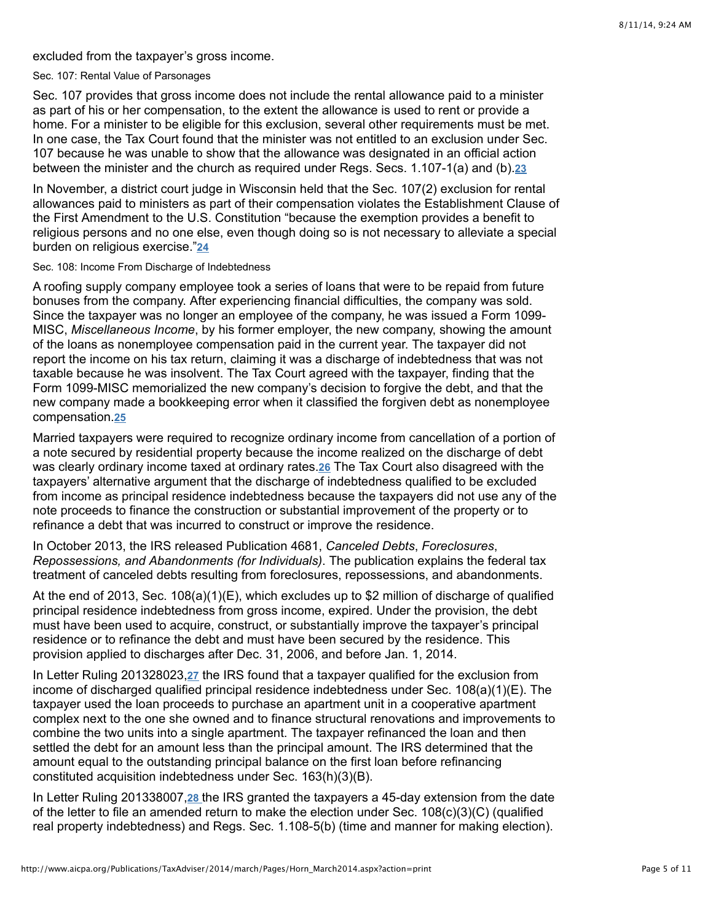excluded from the taxpayer's gross income.

### Sec. 107: Rental Value of Parsonages

Sec. 107 provides that gross income does not include the rental allowance paid to a minister as part of his or her compensation, to the extent the allowance is used to rent or provide a home. For a minister to be eligible for this exclusion, several other requirements must be met. In one case, the Tax Court found that the minister was not entitled to an exclusion under Sec. 107 because he was unable to show that the allowance was designated in an official action between the minister and the church as required under Regs. Secs. 1.107-1(a) and (b).[23]

In November, a district court judge in Wisconsin held that the Sec. 107(2) exclusion for rental allowances paid to ministers as part of their compensation violates the Establishment Clause of the First Amendment to the U.S. Constitution "because the exemption provides a benefit to religious persons and no one else, even though doing so is not necessary to alleviate a special burden on religious exercise."[24]

### Sec. 108: Income From Discharge of Indebtedness

A roofing supply company employee took a series of loans that were to be repaid from future bonuses from the company. After experiencing financial difficulties, the company was sold. Since the taxpayer was no longer an employee of the company, he was issued a Form 1099-MISC, *Miscellaneous Income*, by his former employer, the new company, showing the amount of the loans as nonemployee compensation paid in the current year. The taxpayer did not report the income on his tax return, claiming it was a discharge of indebtedness that was not taxable because he was insolvent. The Tax Court agreed with the taxpayer, finding that the Form 1099-MISC memorialized the new company's decision to forgive the debt, and that the new company made a bookkeeping error when it classified the forgiven debt as nonemployee compensation.[25]

Married taxpayers were required to recognize ordinary income from cancellation of a portion of a note secured by residential property because the income realized on the discharge of debt was clearly ordinary income taxed at ordinary rates.[26] The Tax Court also disagreed with the taxpayers' alternative argument that the discharge of indebtedness qualified to be excluded from income as principal residence indebtedness because the taxpayers did not use any of the note proceeds to finance the construction or substantial improvement of the property or to refinance a debt that was incurred to construct or improve the residence.

In October 2013, the IRS released Publication 4681, *Canceled Debts, Foreclosures, Repossessions, and Abandonments (for Individuals)*. The publication explains the federal tax treatment of canceled debts resulting from foreclosures, repossessions, and abandonments.

At the end of 2013, Sec. 108(a)(1)(E), which excludes up to $2 million of discharge of qualified principal residence indebtedness from gross income, expired. Under the provision, the debt must have been used to acquire, construct, or substantially improve the taxpayer's principal residence or to refinance the debt and must have been secured by the residence. This provision applied to discharges after Dec. 31, 2006, and before Jan. 1, 2014.

In Letter Ruling 201328023,[27] the IRS found that a taxpayer qualified for the exclusion from income of discharged qualified principal residence indebtedness under Sec. 108(a)(1)(E). The taxpayer used the loan proceeds to purchase an apartment unit in a cooperative apartment complex next to the one she owned and to finance structural renovations and improvements to combine the two units into a single apartment. The taxpayer refinanced the loan and then settled the debt for an amount less than the principal amount. The IRS determined that the amount equal to the outstanding principal balance on the first loan before refinancing constituted acquisition indebtedness under Sec. 163(h)(3)(B).

In Letter Ruling 201338007,[28] the IRS granted the taxpayers a 45-day extension from the date of the letter to file an amended return to make the election under Sec. 108(c)(3)(C) (qualified real property indebtedness) and Regs. Sec. 1.108-5(b) (time and manner for making election).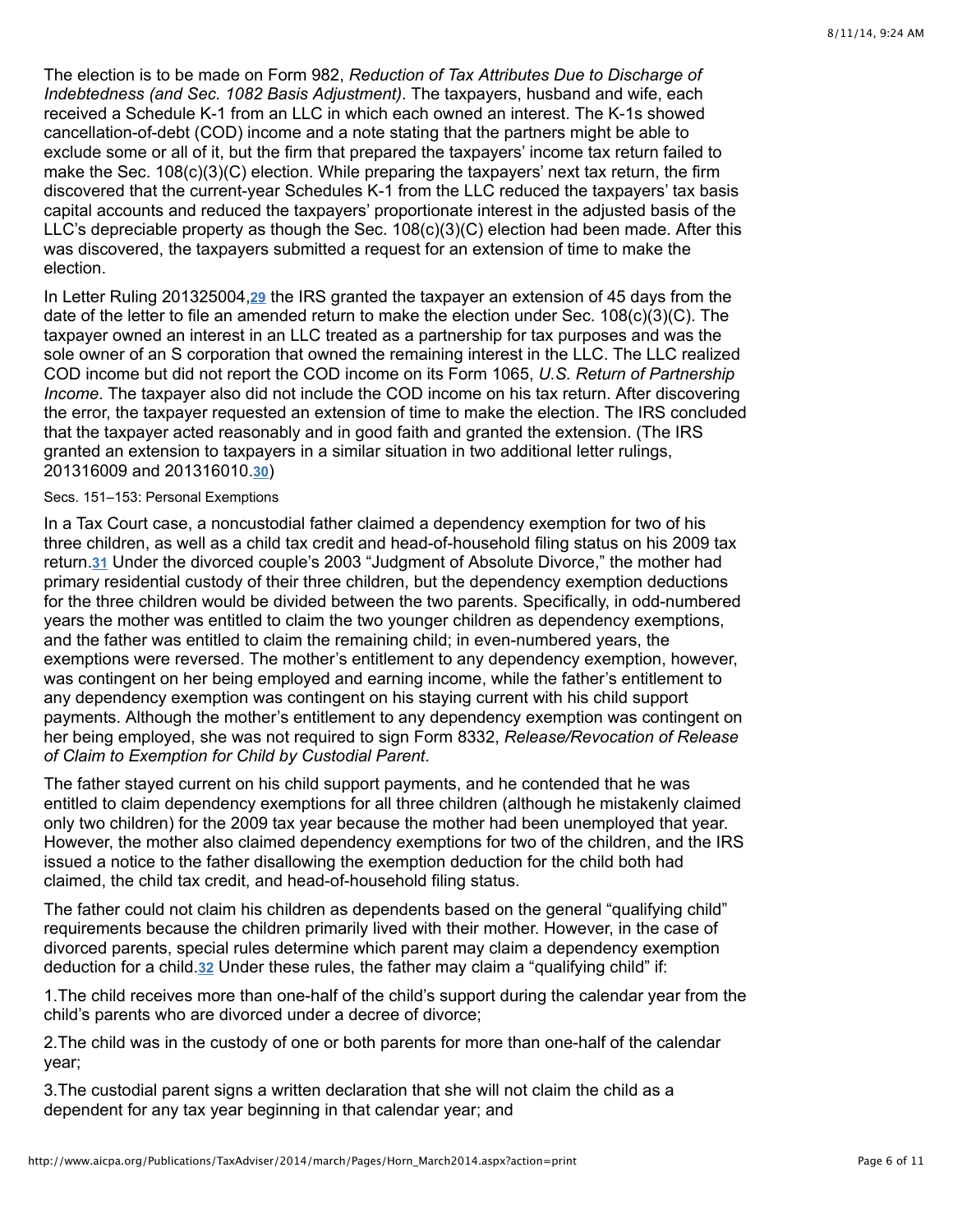The election is to be made on Form 982, *Reduction of Tax Attributes Due to Discharge of Indebtedness (and Sec. 1082 Basis Adjustment)*. The taxpayers, husband and wife, each received a Schedule K-1 from an LLC in which each owned an interest. The K-1s showed cancellation-of-debt (COD) income and a note stating that the partners might be able to exclude some or all of it, but the firm that prepared the taxpayers' income tax return failed to make the Sec. 108(c)(3)(C) election. While preparing the taxpayers' next tax return, the firm discovered that the current-year Schedules K-1 from the LLC reduced the taxpayers' tax basis capital accounts and reduced the taxpayers' proportionate interest in the adjusted basis of the LLC's depreciable property as though the Sec. 108(c)(3)(C) election had been made. After this was discovered, the taxpayers submitted a request for an extension of time to make the election.

In Letter Ruling 201325004,[29] the IRS granted the taxpayer an extension of 45 days from the date of the letter to file an amended return to make the election under Sec. 108(c)(3)(C). The taxpayer owned an interest in an LLC treated as a partnership for tax purposes and was the sole owner of an S corporation that owned the remaining interest in the LLC. The LLC realized COD income but did not report the COD income on its Form 1065, *U.S. Return of Partnership Income*. The taxpayer also did not include the COD income on his tax return. After discovering the error, the taxpayer requested an extension of time to make the election. The IRS concluded that the taxpayer acted reasonably and in good faith and granted the extension. (The IRS granted an extension to taxpayers in a similar situation in two additional letter rulings, 201316009 and 201316010.[30])

### Secs. 151–153: Personal Exemptions

In a Tax Court case, a noncustodial father claimed a dependency exemption for two of his three children, as well as a child tax credit and head-of-household filing status on his 2009 tax return.[31] Under the divorced couple's 2003 "Judgment of Absolute Divorce," the mother had primary residential custody of their three children, but the dependency exemption deductions for the three children would be divided between the two parents. Specifically, in odd-numbered years the mother was entitled to claim the two younger children as dependency exemptions, and the father was entitled to claim the remaining child; in even-numbered years, the exemptions were reversed. The mother's entitlement to any dependency exemption, however, was contingent on her being employed and earning income, while the father's entitlement to any dependency exemption was contingent on his staying current with his child support payments. Although the mother's entitlement to any dependency exemption was contingent on her being employed, she was not required to sign Form 8332, *Release/Revocation of Release of Claim to Exemption for Child by Custodial Parent*.

The father stayed current on his child support payments, and he contended that he was entitled to claim dependency exemptions for all three children (although he mistakenly claimed only two children) for the 2009 tax year because the mother had been unemployed that year. However, the mother also claimed dependency exemptions for two of the children, and the IRS issued a notice to the father disallowing the exemption deduction for the child both had claimed, the child tax credit, and head-of-household filing status.

The father could not claim his children as dependents based on the general "qualifying child" requirements because the children primarily lived with their mother. However, in the case of divorced parents, special rules determine which parent may claim a dependency exemption deduction for a child.[32] Under these rules, the father may claim a "qualifying child" if:

1. The child receives more than one-half of the child's support during the calendar year from the child's parents who are divorced under a decree of divorce;

2. The child was in the custody of one or both parents for more than one-half of the calendar year;

3. The custodial parent signs a written declaration that she will not claim the child as a dependent for any tax year beginning in that calendar year; and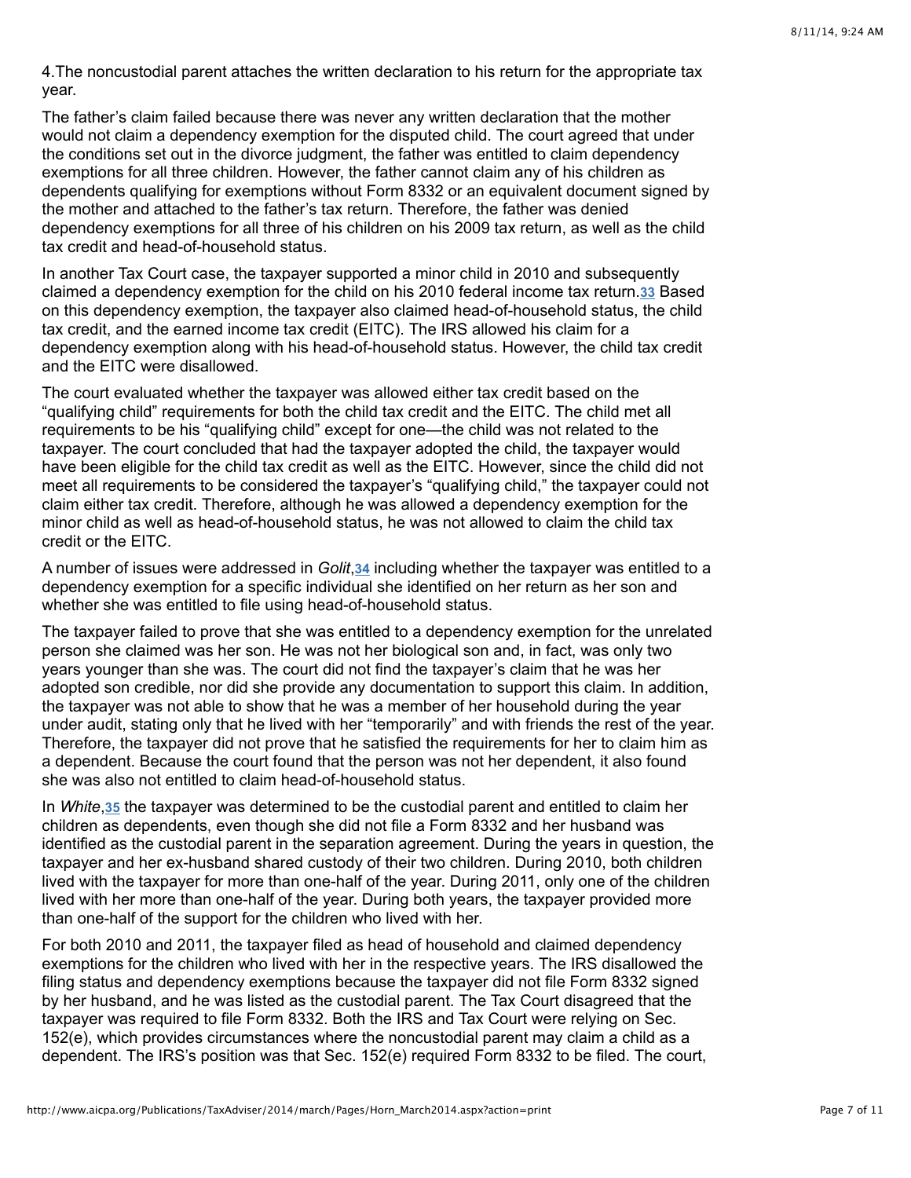4.The noncustodial parent attaches the written declaration to his return for the appropriate tax year.

The father's claim failed because there was never any written declaration that the mother would not claim a dependency exemption for the disputed child. The court agreed that under the conditions set out in the divorce judgment, the father was entitled to claim dependency exemptions for all three children. However, the father cannot claim any of his children as dependents qualifying for exemptions without Form 8332 or an equivalent document signed by the mother and attached to the father's tax return. Therefore, the father was denied dependency exemptions for all three of his children on his 2009 tax return, as well as the child tax credit and head-of-household status.

In another Tax Court case, the taxpayer supported a minor child in 2010 and subsequently claimed a dependency exemption for the child on his 2010 federal income tax return.[33] Based on this dependency exemption, the taxpayer also claimed head-of-household status, the child tax credit, and the earned income tax credit (EITC). The IRS allowed his claim for a dependency exemption along with his head-of-household status. However, the child tax credit and the EITC were disallowed.

The court evaluated whether the taxpayer was allowed either tax credit based on the "qualifying child" requirements for both the child tax credit and the EITC. The child met all requirements to be his "qualifying child" except for one—the child was not related to the taxpayer. The court concluded that had the taxpayer adopted the child, the taxpayer would have been eligible for the child tax credit as well as the EITC. However, since the child did not meet all requirements to be considered the taxpayer's "qualifying child," the taxpayer could not claim either tax credit. Therefore, although he was allowed a dependency exemption for the minor child as well as head-of-household status, he was not allowed to claim the child tax credit or the EITC.

A number of issues were addressed in *Golit*,[34] including whether the taxpayer was entitled to a dependency exemption for a specific individual she identified on her return as her son and whether she was entitled to file using head-of-household status.

The taxpayer failed to prove that she was entitled to a dependency exemption for the unrelated person she claimed was her son. He was not her biological son and, in fact, was only two years younger than she was. The court did not find the taxpayer's claim that he was her adopted son credible, nor did she provide any documentation to support this claim. In addition, the taxpayer was not able to show that he was a member of her household during the year under audit, stating only that he lived with her "temporarily" and with friends the rest of the year. Therefore, the taxpayer did not prove that he satisfied the requirements for her to claim him as a dependent. Because the court found that the person was not her dependent, it also found she was also not entitled to claim head-of-household status.

In *White*,[35] the taxpayer was determined to be the custodial parent and entitled to claim her children as dependents, even though she did not file a Form 8332 and her husband was identified as the custodial parent in the separation agreement. During the years in question, the taxpayer and her ex-husband shared custody of their two children. During 2010, both children lived with the taxpayer for more than one-half of the year. During 2011, only one of the children lived with her more than one-half of the year. During both years, the taxpayer provided more than one-half of the support for the children who lived with her.

For both 2010 and 2011, the taxpayer filed as head of household and claimed dependency exemptions for the children who lived with her in the respective years. The IRS disallowed the filing status and dependency exemptions because the taxpayer did not file Form 8332 signed by her husband, and he was listed as the custodial parent. The Tax Court disagreed that the taxpayer was required to file Form 8332. Both the IRS and Tax Court were relying on Sec. 152(e), which provides circumstances where the noncustodial parent may claim a child as a dependent. The IRS's position was that Sec. 152(e) required Form 8332 to be filed. The court,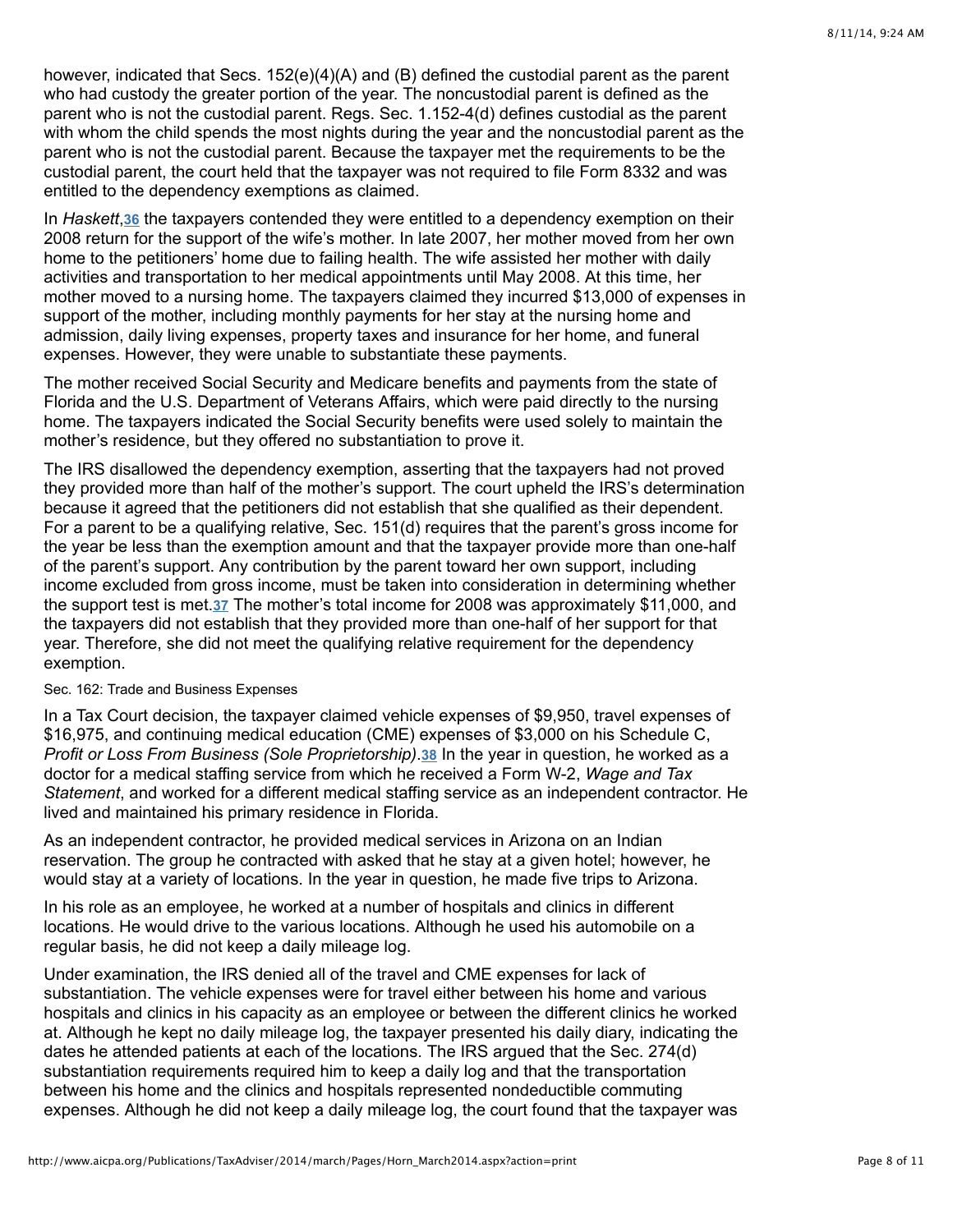however, indicated that Secs. 152(e)(4)(A) and (B) defined the custodial parent as the parent who had custody the greater portion of the year. The noncustodial parent is defined as the parent who is not the custodial parent. Regs. Sec. 1.152-4(d) defines custodial as the parent with whom the child spends the most nights during the year and the noncustodial parent as the parent who is not the custodial parent. Because the taxpayer met the requirements to be the custodial parent, the court held that the taxpayer was not required to file Form 8332 and was entitled to the dependency exemptions as claimed.

In *Haskett*,[36] the taxpayers contended they were entitled to a dependency exemption on their 2008 return for the support of the wife's mother. In late 2007, her mother moved from her own home to the petitioners' home due to failing health. The wife assisted her mother with daily activities and transportation to her medical appointments until May 2008. At this time, her mother moved to a nursing home. The taxpayers claimed they incurred $13,000 of expenses in support of the mother, including monthly payments for her stay at the nursing home and admission, daily living expenses, property taxes and insurance for her home, and funeral expenses. However, they were unable to substantiate these payments.

The mother received Social Security and Medicare benefits and payments from the state of Florida and the U.S. Department of Veterans Affairs, which were paid directly to the nursing home. The taxpayers indicated the Social Security benefits were used solely to maintain the mother's residence, but they offered no substantiation to prove it.

The IRS disallowed the dependency exemption, asserting that the taxpayers had not proved they provided more than half of the mother's support. The court upheld the IRS's determination because it agreed that the petitioners did not establish that she qualified as their dependent. For a parent to be a qualifying relative, Sec. 151(d) requires that the parent's gross income for the year be less than the exemption amount and that the taxpayer provide more than one-half of the parent's support. Any contribution by the parent toward her own support, including income excluded from gross income, must be taken into consideration in determining whether the support test is met.[37] The mother's total income for 2008 was approximately $11,000, and the taxpayers did not establish that they provided more than one-half of her support for that year. Therefore, she did not meet the qualifying relative requirement for the dependency exemption.

Sec. 162: Trade and Business Expenses

In a Tax Court decision, the taxpayer claimed vehicle expenses of $9,950, travel expenses of $16,975, and continuing medical education (CME) expenses of $3,000 on his Schedule C, *Profit or Loss From Business (Sole Proprietorship)*.[38] In the year in question, he worked as a doctor for a medical staffing service from which he received a Form W-2, *Wage and Tax Statement*, and worked for a different medical staffing service as an independent contractor. He lived and maintained his primary residence in Florida.

As an independent contractor, he provided medical services in Arizona on an Indian reservation. The group he contracted with asked that he stay at a given hotel; however, he would stay at a variety of locations. In the year in question, he made five trips to Arizona.

In his role as an employee, he worked at a number of hospitals and clinics in different locations. He would drive to the various locations. Although he used his automobile on a regular basis, he did not keep a daily mileage log.

Under examination, the IRS denied all of the travel and CME expenses for lack of substantiation. The vehicle expenses were for travel either between his home and various hospitals and clinics in his capacity as an employee or between the different clinics he worked at. Although he kept no daily mileage log, the taxpayer presented his daily diary, indicating the dates he attended patients at each of the locations. The IRS argued that the Sec. 274(d) substantiation requirements required him to keep a daily log and that the transportation between his home and the clinics and hospitals represented nondeductible commuting expenses. Although he did not keep a daily mileage log, the court found that the taxpayer was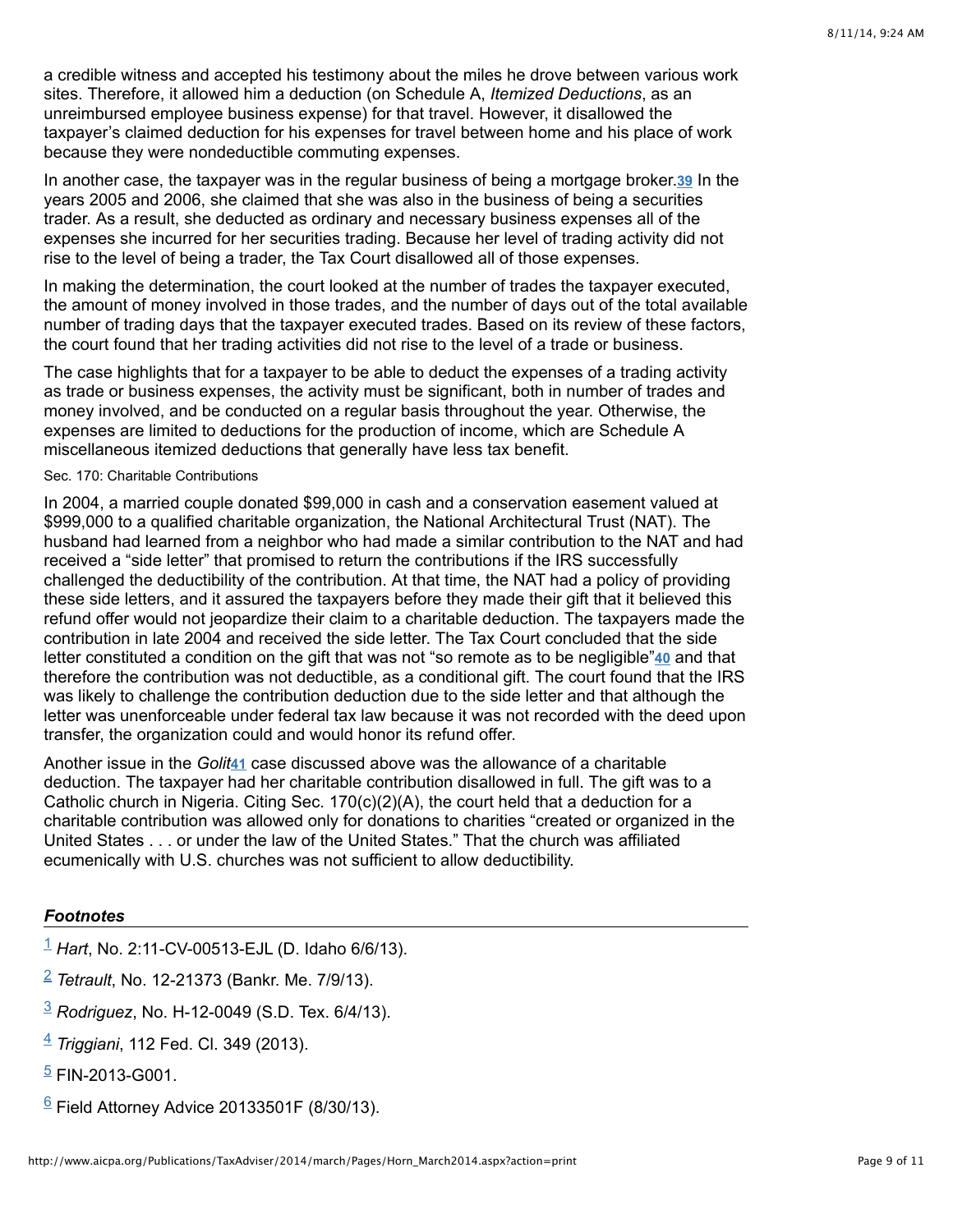a credible witness and accepted his testimony about the miles he drove between various work sites. Therefore, it allowed him a deduction (on Schedule A, *Itemized Deductions*, as an unreimbursed employee business expense) for that travel. However, it disallowed the taxpayer's claimed deduction for his expenses for travel between home and his place of work because they were nondeductible commuting expenses.

In another case, the taxpayer was in the regular business of being a mortgage broker.[39] In the years 2005 and 2006, she claimed that she was also in the business of being a securities trader. As a result, she deducted as ordinary and necessary business expenses all of the expenses she incurred for her securities trading. Because her level of trading activity did not rise to the level of being a trader, the Tax Court disallowed all of those expenses.

In making the determination, the court looked at the number of trades the taxpayer executed, the amount of money involved in those trades, and the number of days out of the total available number of trading days that the taxpayer executed trades. Based on its review of these factors, the court found that her trading activities did not rise to the level of a trade or business.

The case highlights that for a taxpayer to be able to deduct the expenses of a trading activity as trade or business expenses, the activity must be significant, both in number of trades and money involved, and be conducted on a regular basis throughout the year. Otherwise, the expenses are limited to deductions for the production of income, which are Schedule A miscellaneous itemized deductions that generally have less tax benefit.

#### Sec. 170: Charitable Contributions

In 2004, a married couple donated $99,000 in cash and a conservation easement valued at $999,000 to a qualified charitable organization, the National Architectural Trust (NAT). The husband had learned from a neighbor who had made a similar contribution to the NAT and had received a "side letter" that promised to return the contributions if the IRS successfully challenged the deductibility of the contribution. At that time, the NAT had a policy of providing these side letters, and it assured the taxpayers before they made their gift that it believed this refund offer would not jeopardize their claim to a charitable deduction. The taxpayers made the contribution in late 2004 and received the side letter. The Tax Court concluded that the side letter constituted a condition on the gift that was not "so remote as to be negligible"[40] and that therefore the contribution was not deductible, as a conditional gift. The court found that the IRS was likely to challenge the contribution deduction due to the side letter and that although the letter was unenforceable under federal tax law because it was not recorded with the deed upon transfer, the organization could and would honor its refund offer.

Another issue in the *Golit*[41] case discussed above was the allowance of a charitable deduction. The taxpayer had her charitable contribution disallowed in full. The gift was to a Catholic church in Nigeria. Citing Sec. 170(c)(2)(A), the court held that a deduction for a charitable contribution was allowed only for donations to charities "created or organized in the United States . . . or under the law of the United States." That the church was affiliated ecumenically with U.S. churches was not sufficient to allow deductibility.

### *Footnotes*

[1] *Hart*, No. 2:11-CV-00513-EJL (D. Idaho 6/6/13).

[2] *Tetrault*, No. 12-21373 (Bankr. Me. 7/9/13).

[3] *Rodriguez*, No. H-12-0049 (S.D. Tex. 6/4/13).

[4] *Triggiani*, 112 Fed. Cl. 349 (2013).

[5] FIN-2013-G001.

[6] Field Attorney Advice 20133501F (8/30/13).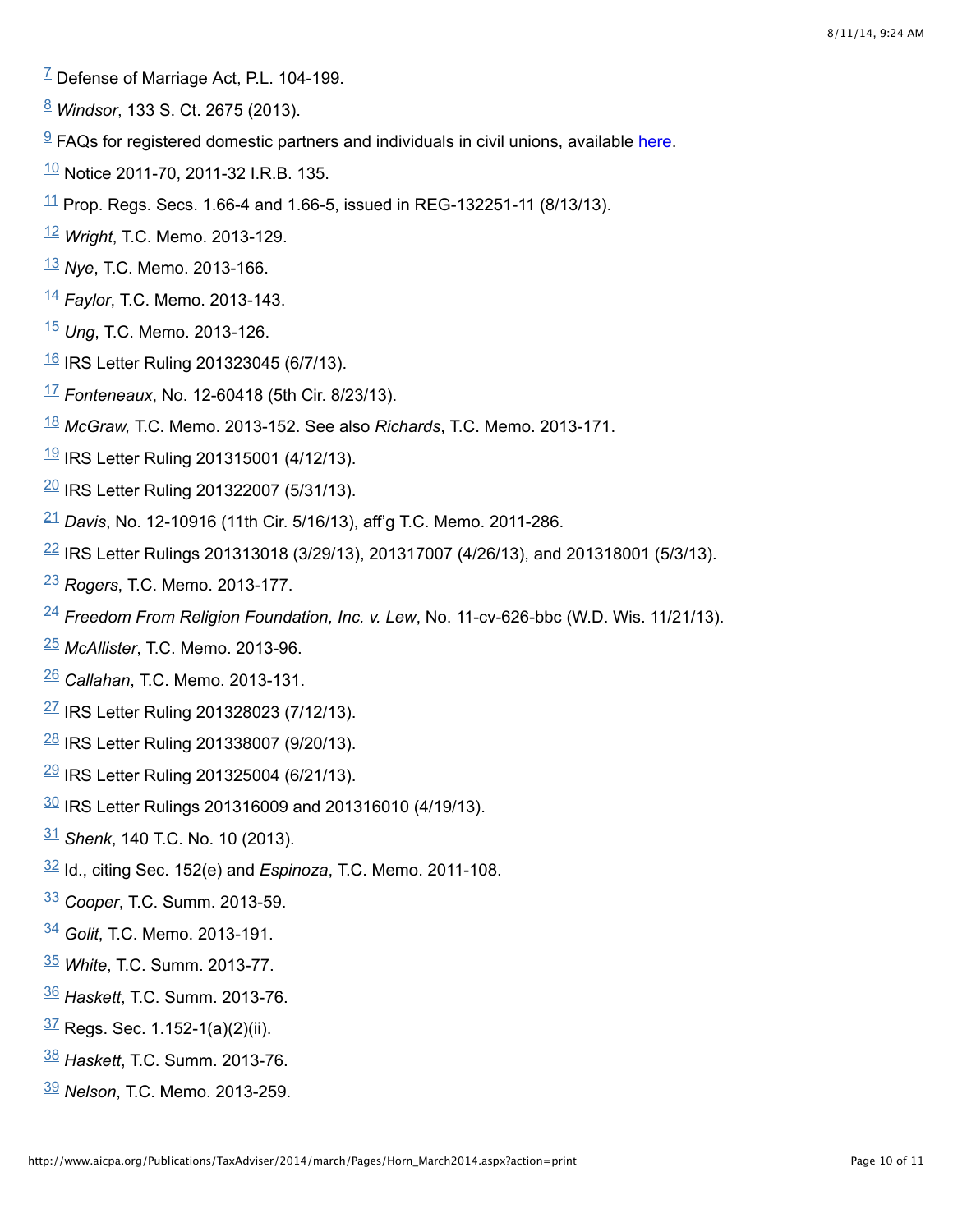[7] Defense of Marriage Act, P.L. 104-199.

[8] *Windsor*, 133 S. Ct. 2675 (2013).

[9] FAQs for registered domestic partners and individuals in civil unions, available here.

[10] Notice 2011-70, 2011-32 I.R.B. 135.

[11] Prop. Regs. Secs. 1.66-4 and 1.66-5, issued in REG-132251-11 (8/13/13).

[12] *Wright*, T.C. Memo. 2013-129.

[13] *Nye*, T.C. Memo. 2013-166.

[14] *Faylor*, T.C. Memo. 2013-143.

[15] *Ung*, T.C. Memo. 2013-126.

[16] IRS Letter Ruling 201323045 (6/7/13).

[17] *Fonteneaux*, No. 12-60418 (5th Cir. 8/23/13).

[18] *McGraw,* T.C. Memo. 2013-152. See also *Richards*, T.C. Memo. 2013-171.

[19] IRS Letter Ruling 201315001 (4/12/13).

[20] IRS Letter Ruling 201322007 (5/31/13).

[21] *Davis*, No. 12-10916 (11th Cir. 5/16/13), aff'g T.C. Memo. 2011-286.

[22] IRS Letter Rulings 201313018 (3/29/13), 201317007 (4/26/13), and 201318001 (5/3/13).

[23] *Rogers*, T.C. Memo. 2013-177.

[24] *Freedom From Religion Foundation, Inc. v. Lew*, No. 11-cv-626-bbc (W.D. Wis. 11/21/13).

[25] *McAllister*, T.C. Memo. 2013-96.

[26] *Callahan*, T.C. Memo. 2013-131.

[27] IRS Letter Ruling 201328023 (7/12/13).

[28] IRS Letter Ruling 201338007 (9/20/13).

[29] IRS Letter Ruling 201325004 (6/21/13).

[30] IRS Letter Rulings 201316009 and 201316010 (4/19/13).

[31] *Shenk*, 140 T.C. No. 10 (2013).

[32] Id., citing Sec. 152(e) and *Espinoza*, T.C. Memo. 2011-108.

[33] *Cooper*, T.C. Summ. 2013-59.

[34] *Golit*, T.C. Memo. 2013-191.

[35] *White*, T.C. Summ. 2013-77.

[36] *Haskett*, T.C. Summ. 2013-76.

[37] Regs. Sec. 1.152-1(a)(2)(ii).

[38] *Haskett*, T.C. Summ. 2013-76.

[39] *Nelson*, T.C. Memo. 2013-259.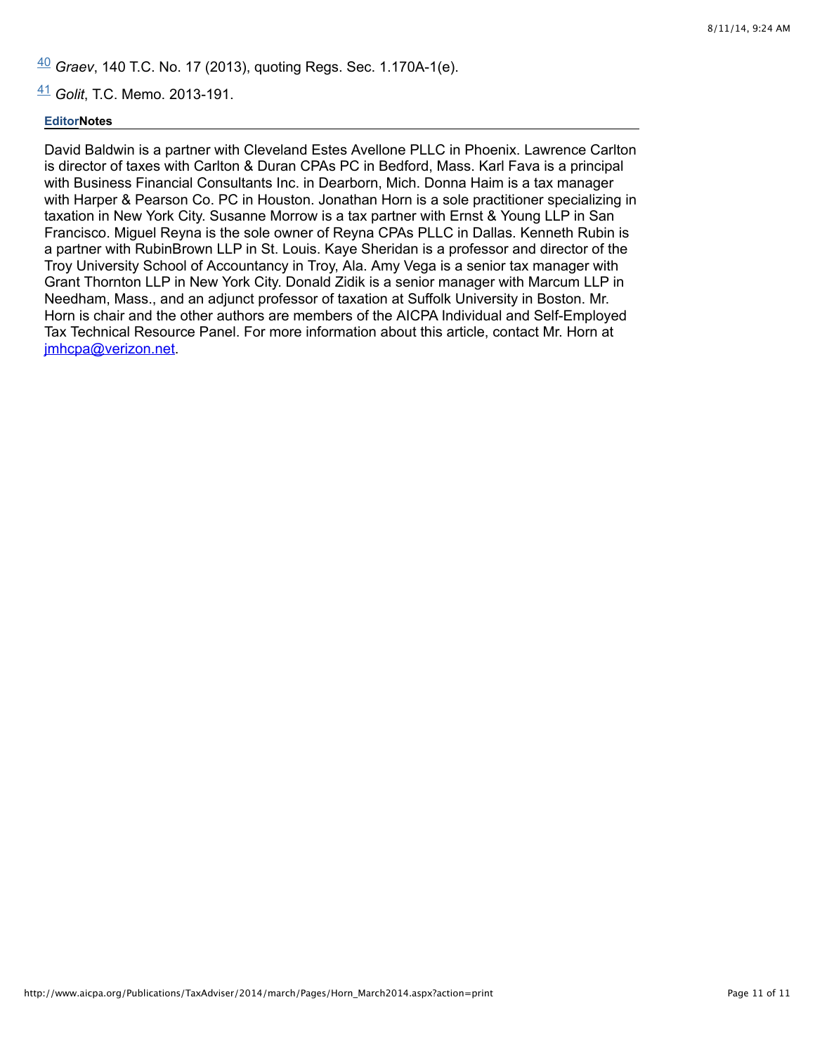[40] *Graev*, 140 T.C. No. 17 (2013), quoting Regs. Sec. 1.170A-1(e).

[41] *Golit*, T.C. Memo. 2013-191.

**EditorNotes**

David Baldwin is a partner with Cleveland Estes Avellone PLLC in Phoenix. Lawrence Carlton is director of taxes with Carlton & Duran CPAs PC in Bedford, Mass. Karl Fava is a principal with Business Financial Consultants Inc. in Dearborn, Mich. Donna Haim is a tax manager with Harper & Pearson Co. PC in Houston. Jonathan Horn is a sole practitioner specializing in taxation in New York City. Susanne Morrow is a tax partner with Ernst & Young LLP in San Francisco. Miguel Reyna is the sole owner of Reyna CPAs PLLC in Dallas. Kenneth Rubin is a partner with RubinBrown LLP in St. Louis. Kaye Sheridan is a professor and director of the Troy University School of Accountancy in Troy, Ala. Amy Vega is a senior tax manager with Grant Thornton LLP in New York City. Donald Zidik is a senior manager with Marcum LLP in Needham, Mass., and an adjunct professor of taxation at Suffolk University in Boston. Mr. Horn is chair and the other authors are members of the AICPA Individual and Self-Employed Tax Technical Resource Panel. For more information about this article, contact Mr. Horn at jmhcpa@verizon.net.